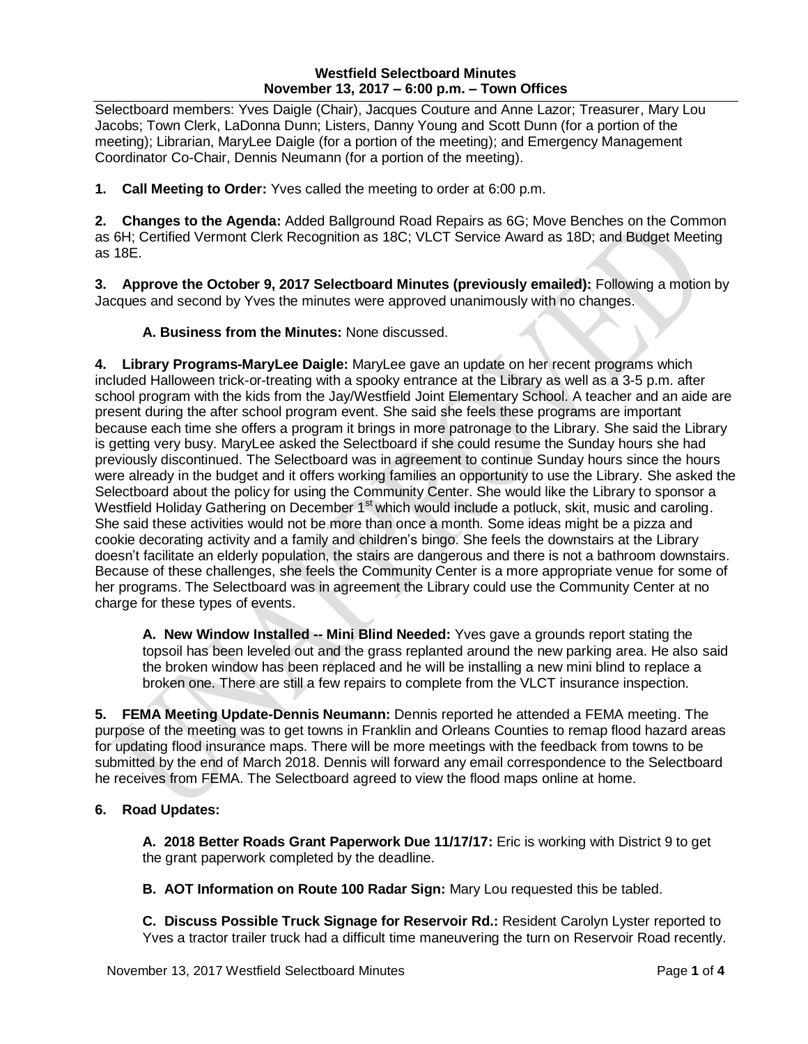**Westfield Selectboard Minutes**
**November 13, 2017 – 6:00 p.m. – Town Offices**

Selectboard members: Yves Daigle (Chair), Jacques Couture and Anne Lazor; Treasurer, Mary Lou Jacobs; Town Clerk, LaDonna Dunn; Listers, Danny Young and Scott Dunn (for a portion of the meeting); Librarian, MaryLee Daigle (for a portion of the meeting); and Emergency Management Coordinator Co-Chair, Dennis Neumann (for a portion of the meeting).

**1. Call Meeting to Order:** Yves called the meeting to order at 6:00 p.m.

**2. Changes to the Agenda:** Added Ballground Road Repairs as 6G; Move Benches on the Common as 6H; Certified Vermont Clerk Recognition as 18C; VLCT Service Award as 18D; and Budget Meeting as 18E.

**3. Approve the October 9, 2017 Selectboard Minutes (previously emailed):** Following a motion by Jacques and second by Yves the minutes were approved unanimously with no changes.

**A. Business from the Minutes:** None discussed.

**4. Library Programs-MaryLee Daigle:** MaryLee gave an update on her recent programs which included Halloween trick-or-treating with a spooky entrance at the Library as well as a 3-5 p.m. after school program with the kids from the Jay/Westfield Joint Elementary School. A teacher and an aide are present during the after school program event. She said she feels these programs are important because each time she offers a program it brings in more patronage to the Library. She said the Library is getting very busy. MaryLee asked the Selectboard if she could resume the Sunday hours she had previously discontinued. The Selectboard was in agreement to continue Sunday hours since the hours were already in the budget and it offers working families an opportunity to use the Library. She asked the Selectboard about the policy for using the Community Center. She would like the Library to sponsor a Westfield Holiday Gathering on December 1st which would include a potluck, skit, music and caroling. She said these activities would not be more than once a month. Some ideas might be a pizza and cookie decorating activity and a family and children's bingo. She feels the downstairs at the Library doesn't facilitate an elderly population, the stairs are dangerous and there is not a bathroom downstairs. Because of these challenges, she feels the Community Center is a more appropriate venue for some of her programs. The Selectboard was in agreement the Library could use the Community Center at no charge for these types of events.

**A. New Window Installed -- Mini Blind Needed:** Yves gave a grounds report stating the topsoil has been leveled out and the grass replanted around the new parking area. He also said the broken window has been replaced and he will be installing a new mini blind to replace a broken one. There are still a few repairs to complete from the VLCT insurance inspection.

**5. FEMA Meeting Update-Dennis Neumann:** Dennis reported he attended a FEMA meeting. The purpose of the meeting was to get towns in Franklin and Orleans Counties to remap flood hazard areas for updating flood insurance maps. There will be more meetings with the feedback from towns to be submitted by the end of March 2018. Dennis will forward any email correspondence to the Selectboard he receives from FEMA. The Selectboard agreed to view the flood maps online at home.

**6. Road Updates:**

**A. 2018 Better Roads Grant Paperwork Due 11/17/17:** Eric is working with District 9 to get the grant paperwork completed by the deadline.

**B. AOT Information on Route 100 Radar Sign:** Mary Lou requested this be tabled.

**C. Discuss Possible Truck Signage for Reservoir Rd.:** Resident Carolyn Lyster reported to Yves a tractor trailer truck had a difficult time maneuvering the turn on Reservoir Road recently.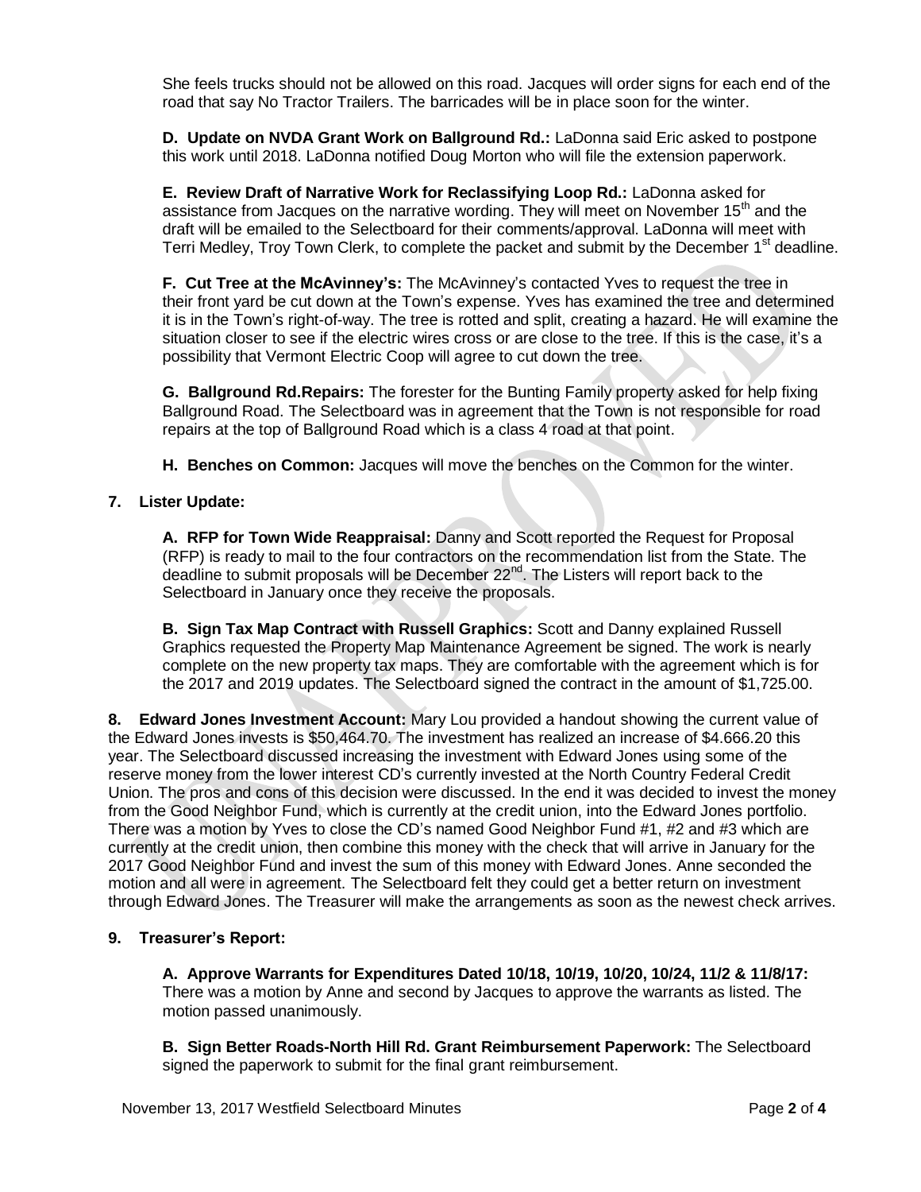She feels trucks should not be allowed on this road. Jacques will order signs for each end of the road that say No Tractor Trailers. The barricades will be in place soon for the winter.

**D. Update on NVDA Grant Work on Ballground Rd.:** LaDonna said Eric asked to postpone this work until 2018. LaDonna notified Doug Morton who will file the extension paperwork.

**E. Review Draft of Narrative Work for Reclassifying Loop Rd.:** LaDonna asked for assistance from Jacques on the narrative wording. They will meet on November 15th and the draft will be emailed to the Selectboard for their comments/approval. LaDonna will meet with Terri Medley, Troy Town Clerk, to complete the packet and submit by the December 1st deadline.

**F. Cut Tree at the McAvinney's:** The McAvinney's contacted Yves to request the tree in their front yard be cut down at the Town's expense. Yves has examined the tree and determined it is in the Town's right-of-way. The tree is rotted and split, creating a hazard. He will examine the situation closer to see if the electric wires cross or are close to the tree. If this is the case, it's a possibility that Vermont Electric Coop will agree to cut down the tree.

**G. Ballground Rd.Repairs:** The forester for the Bunting Family property asked for help fixing Ballground Road. The Selectboard was in agreement that the Town is not responsible for road repairs at the top of Ballground Road which is a class 4 road at that point.

**H. Benches on Common:** Jacques will move the benches on the Common for the winter.

**7. Lister Update:**

**A. RFP for Town Wide Reappraisal:** Danny and Scott reported the Request for Proposal (RFP) is ready to mail to the four contractors on the recommendation list from the State. The deadline to submit proposals will be December 22nd. The Listers will report back to the Selectboard in January once they receive the proposals.

**B. Sign Tax Map Contract with Russell Graphics:** Scott and Danny explained Russell Graphics requested the Property Map Maintenance Agreement be signed. The work is nearly complete on the new property tax maps. They are comfortable with the agreement which is for the 2017 and 2019 updates. The Selectboard signed the contract in the amount of $1,725.00.

**8. Edward Jones Investment Account:** Mary Lou provided a handout showing the current value of the Edward Jones invests is $50,464.70. The investment has realized an increase of $4.666.20 this year. The Selectboard discussed increasing the investment with Edward Jones using some of the reserve money from the lower interest CD's currently invested at the North Country Federal Credit Union. The pros and cons of this decision were discussed. In the end it was decided to invest the money from the Good Neighbor Fund, which is currently at the credit union, into the Edward Jones portfolio. There was a motion by Yves to close the CD's named Good Neighbor Fund #1, #2 and #3 which are currently at the credit union, then combine this money with the check that will arrive in January for the 2017 Good Neighbor Fund and invest the sum of this money with Edward Jones. Anne seconded the motion and all were in agreement. The Selectboard felt they could get a better return on investment through Edward Jones. The Treasurer will make the arrangements as soon as the newest check arrives.

**9. Treasurer's Report:**

**A. Approve Warrants for Expenditures Dated 10/18, 10/19, 10/20, 10/24, 11/2 & 11/8/17:** There was a motion by Anne and second by Jacques to approve the warrants as listed. The motion passed unanimously.

**B. Sign Better Roads-North Hill Rd. Grant Reimbursement Paperwork:** The Selectboard signed the paperwork to submit for the final grant reimbursement.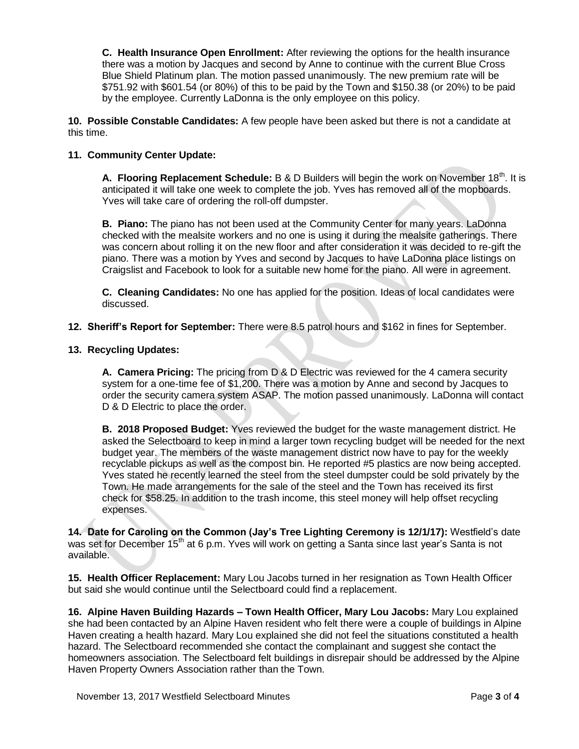**C. Health Insurance Open Enrollment:** After reviewing the options for the health insurance there was a motion by Jacques and second by Anne to continue with the current Blue Cross Blue Shield Platinum plan. The motion passed unanimously. The new premium rate will be $751.92 with $601.54 (or 80%) of this to be paid by the Town and $150.38 (or 20%) to be paid by the employee. Currently LaDonna is the only employee on this policy.

**10. Possible Constable Candidates:** A few people have been asked but there is not a candidate at this time.

**11. Community Center Update:**

**A. Flooring Replacement Schedule:** B & D Builders will begin the work on November 18th. It is anticipated it will take one week to complete the job. Yves has removed all of the mopboards. Yves will take care of ordering the roll-off dumpster.

**B. Piano:** The piano has not been used at the Community Center for many years. LaDonna checked with the mealsite workers and no one is using it during the mealsite gatherings. There was concern about rolling it on the new floor and after consideration it was decided to re-gift the piano. There was a motion by Yves and second by Jacques to have LaDonna place listings on Craigslist and Facebook to look for a suitable new home for the piano. All were in agreement.

**C. Cleaning Candidates:** No one has applied for the position. Ideas of local candidates were discussed.

**12. Sheriff's Report for September:** There were 8.5 patrol hours and $162 in fines for September.

**13. Recycling Updates:**

**A. Camera Pricing:** The pricing from D & D Electric was reviewed for the 4 camera security system for a one-time fee of $1,200. There was a motion by Anne and second by Jacques to order the security camera system ASAP. The motion passed unanimously. LaDonna will contact D & D Electric to place the order.

**B. 2018 Proposed Budget:** Yves reviewed the budget for the waste management district. He asked the Selectboard to keep in mind a larger town recycling budget will be needed for the next budget year. The members of the waste management district now have to pay for the weekly recyclable pickups as well as the compost bin. He reported #5 plastics are now being accepted. Yves stated he recently learned the steel from the steel dumpster could be sold privately by the Town. He made arrangements for the sale of the steel and the Town has received its first check for $58.25. In addition to the trash income, this steel money will help offset recycling expenses.

**14. Date for Caroling on the Common (Jay's Tree Lighting Ceremony is 12/1/17):** Westfield's date was set for December 15th at 6 p.m. Yves will work on getting a Santa since last year's Santa is not available.

**15. Health Officer Replacement:** Mary Lou Jacobs turned in her resignation as Town Health Officer but said she would continue until the Selectboard could find a replacement.

**16. Alpine Haven Building Hazards – Town Health Officer, Mary Lou Jacobs:** Mary Lou explained she had been contacted by an Alpine Haven resident who felt there were a couple of buildings in Alpine Haven creating a health hazard. Mary Lou explained she did not feel the situations constituted a health hazard. The Selectboard recommended she contact the complainant and suggest she contact the homeowners association. The Selectboard felt buildings in disrepair should be addressed by the Alpine Haven Property Owners Association rather than the Town.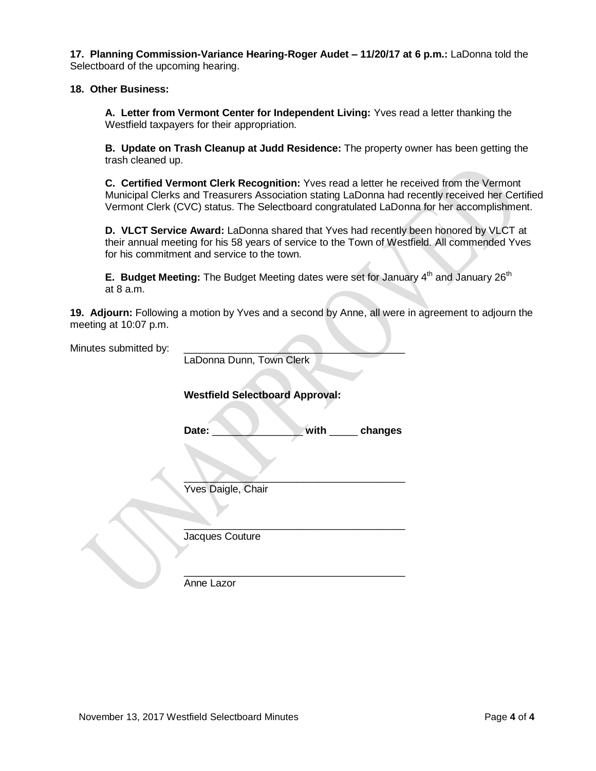**17. Planning Commission-Variance Hearing-Roger Audet – 11/20/17 at 6 p.m.:** LaDonna told the Selectboard of the upcoming hearing.

**18. Other Business:**

**A. Letter from Vermont Center for Independent Living:** Yves read a letter thanking the Westfield taxpayers for their appropriation.

**B. Update on Trash Cleanup at Judd Residence:** The property owner has been getting the trash cleaned up.

**C. Certified Vermont Clerk Recognition:** Yves read a letter he received from the Vermont Municipal Clerks and Treasurers Association stating LaDonna had recently received her Certified Vermont Clerk (CVC) status. The Selectboard congratulated LaDonna for her accomplishment.

**D. VLCT Service Award:** LaDonna shared that Yves had recently been honored by VLCT at their annual meeting for his 58 years of service to the Town of Westfield. All commended Yves for his commitment and service to the town.

**E. Budget Meeting:** The Budget Meeting dates were set for January 4th and January 26th at 8 a.m.

**19. Adjourn:** Following a motion by Yves and a second by Anne, all were in agreement to adjourn the meeting at 10:07 p.m.

Minutes submitted by: _______________________________________
LaDonna Dunn, Town Clerk

**Westfield Selectboard Approval:**

**Date:** _______________ **with** _____ **changes**

_______________________________________
Yves Daigle, Chair

_______________________________________
Jacques Couture

_______________________________________
Anne Lazor